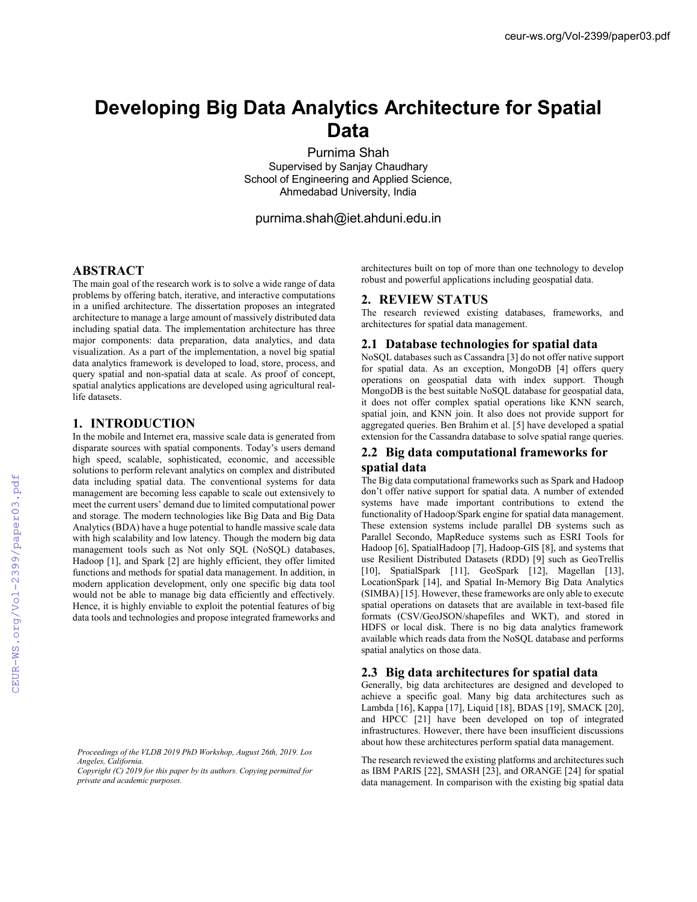# Developing Big Data Analytics Architecture for Spatial Data

Purnima Shah
Supervised by Sanjay Chaudhary
School of Engineering and Applied Science,
Ahmedabad University, India

purnima.shah@iet.ahduni.edu.in

## ABSTRACT

The main goal of the research work is to solve a wide range of data problems by offering batch, iterative, and interactive computations in a unified architecture. The dissertation proposes an integrated architecture to manage a large amount of massively distributed data including spatial data. The implementation architecture has three major components: data preparation, data analytics, and data visualization. As a part of the implementation, a novel big spatial data analytics framework is developed to load, store, process, and query spatial and non-spatial data at scale. As proof of concept, spatial analytics applications are developed using agricultural real-life datasets.

## 1. INTRODUCTION

In the mobile and Internet era, massive scale data is generated from disparate sources with spatial components. Today's users demand high speed, scalable, sophisticated, economic, and accessible solutions to perform relevant analytics on complex and distributed data including spatial data. The conventional systems for data management are becoming less capable to scale out extensively to meet the current users' demand due to limited computational power and storage. The modern technologies like Big Data and Big Data Analytics (BDA) have a huge potential to handle massive scale data with high scalability and low latency. Though the modern big data management tools such as Not only SQL (NoSQL) databases, Hadoop [1], and Spark [2] are highly efficient, they offer limited functions and methods for spatial data management. In addition, in modern application development, only one specific big data tool would not be able to manage big data efficiently and effectively. Hence, it is highly enviable to exploit the potential features of big data tools and technologies and propose integrated frameworks and architectures built on top of more than one technology to develop robust and powerful applications including geospatial data.

*Proceedings of the VLDB 2019 PhD Workshop, August 26th, 2019. Los Angeles, California.*
*Copyright (C) 2019 for this paper by its authors. Copying permitted for private and academic purposes.*

## 2. REVIEW STATUS

The research reviewed existing databases, frameworks, and architectures for spatial data management.

### 2.1 Database technologies for spatial data

NoSQL databases such as Cassandra [3] do not offer native support for spatial data. As an exception, MongoDB [4] offers query operations on geospatial data with index support. Though MongoDB is the best suitable NoSQL database for geospatial data, it does not offer complex spatial operations like KNN search, spatial join, and KNN join. It also does not provide support for aggregated queries. Ben Brahim et al. [5] have developed a spatial extension for the Cassandra database to solve spatial range queries.

### 2.2 Big data computational frameworks for spatial data

The Big data computational frameworks such as Spark and Hadoop don't offer native support for spatial data. A number of extended systems have made important contributions to extend the functionality of Hadoop/Spark engine for spatial data management. These extension systems include parallel DB systems such as Parallel Secondo, MapReduce systems such as ESRI Tools for Hadoop [6], SpatialHadoop [7], Hadoop-GIS [8], and systems that use Resilient Distributed Datasets (RDD) [9] such as GeoTrellis [10], SpatialSpark [11], GeoSpark [12], Magellan [13], LocationSpark [14], and Spatial In-Memory Big Data Analytics (SIMBA) [15]. However, these frameworks are only able to execute spatial operations on datasets that are available in text-based file formats (CSV/GeoJSON/shapefiles and WKT), and stored in HDFS or local disk. There is no big data analytics framework available which reads data from the NoSQL database and performs spatial analytics on those data.

### 2.3 Big data architectures for spatial data

Generally, big data architectures are designed and developed to achieve a specific goal. Many big data architectures such as Lambda [16], Kappa [17], Liquid [18], BDAS [19], SMACK [20], and HPCC [21] have been developed on top of integrated infrastructures. However, there have been insufficient discussions about how these architectures perform spatial data management.

The research reviewed the existing platforms and architectures such as IBM PARIS [22], SMASH [23], and ORANGE [24] for spatial data management. In comparison with the existing big spatial data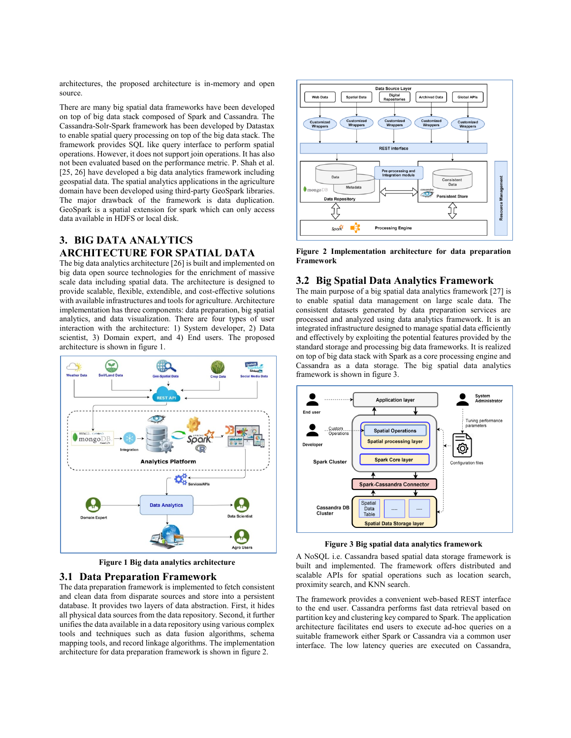architectures, the proposed architecture is in-memory and open source.

There are many big spatial data frameworks have been developed on top of big data stack composed of Spark and Cassandra. The Cassandra-Solr-Spark framework has been developed by Datastax to enable spatial query processing on top of the big data stack. The framework provides SQL like query interface to perform spatial operations. However, it does not support join operations. It has also not been evaluated based on the performance metric. P. Shah et al. [25, 26] have developed a big data analytics framework including geospatial data. The spatial analytics applications in the agriculture domain have been developed using third-party GeoSpark libraries. The major drawback of the framework is data duplication. GeoSpark is a spatial extension for spark which can only access data available in HDFS or local disk.

# 3. BIG DATA ANALYTICS ARCHITECTURE FOR SPATIAL DATA

The big data analytics architecture [26] is built and implemented on big data open source technologies for the enrichment of massive scale data including spatial data. The architecture is designed to provide scalable, flexible, extendible, and cost-effective solutions with available infrastructures and tools for agriculture. Architecture implementation has three components: data preparation, big spatial analytics, and data visualization. There are four types of user interaction with the architecture: 1) System developer, 2) Data scientist, 3) Domain expert, and 4) End users. The proposed architecture is shown in figure 1.

**Figure 1 Big data analytics architecture**

## 3.1 Data Preparation Framework

The data preparation framework is implemented to fetch consistent and clean data from disparate sources and store into a persistent database. It provides two layers of data abstraction. First, it hides all physical data sources from the data repository. Second, it further unifies the data available in a data repository using various complex tools and techniques such as data fusion algorithms, schema mapping tools, and record linkage algorithms. The implementation architecture for data preparation framework is shown in figure 2.

**Figure 2 Implementation architecture for data preparation Framework**

## 3.2 Big Spatial Data Analytics Framework

The main purpose of a big spatial data analytics framework [27] is to enable spatial data management on large scale data. The consistent datasets generated by data preparation services are processed and analyzed using data analytics framework. It is an integrated infrastructure designed to manage spatial data efficiently and effectively by exploiting the potential features provided by the standard storage and processing big data frameworks. It is realized on top of big data stack with Spark as a core processing engine and Cassandra as a data storage. The big spatial data analytics framework is shown in figure 3.

**Figure 3 Big spatial data analytics framework**

A NoSQL i.e. Cassandra based spatial data storage framework is built and implemented. The framework offers distributed and scalable APIs for spatial operations such as location search, proximity search, and KNN search.

The framework provides a convenient web-based REST interface to the end user. Cassandra performs fast data retrieval based on partition key and clustering key compared to Spark. The application architecture facilitates end users to execute ad-hoc queries on a suitable framework either Spark or Cassandra via a common user interface. The low latency queries are executed on Cassandra,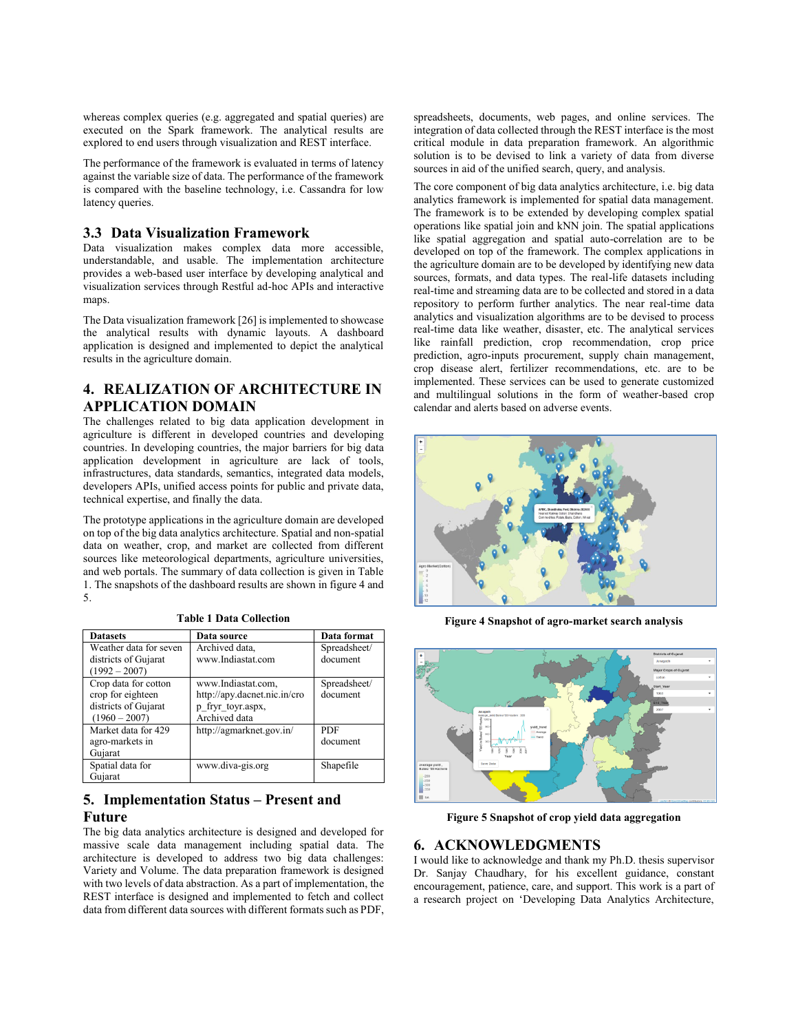whereas complex queries (e.g. aggregated and spatial queries) are executed on the Spark framework. The analytical results are explored to end users through visualization and REST interface.

The performance of the framework is evaluated in terms of latency against the variable size of data. The performance of the framework is compared with the baseline technology, i.e. Cassandra for low latency queries.

### 3.3 Data Visualization Framework

Data visualization makes complex data more accessible, understandable, and usable. The implementation architecture provides a web-based user interface by developing analytical and visualization services through Restful ad-hoc APIs and interactive maps.

The Data visualization framework [26] is implemented to showcase the analytical results with dynamic layouts. A dashboard application is designed and implemented to depict the analytical results in the agriculture domain.

## 4. REALIZATION OF ARCHITECTURE IN APPLICATION DOMAIN

The challenges related to big data application development in agriculture is different in developed countries and developing countries. In developing countries, the major barriers for big data application development in agriculture are lack of tools, infrastructures, data standards, semantics, integrated data models, developers APIs, unified access points for public and private data, technical expertise, and finally the data.

The prototype applications in the agriculture domain are developed on top of the big data analytics architecture. Spatial and non-spatial data on weather, crop, and market are collected from different sources like meteorological departments, agriculture universities, and web portals. The summary of data collection is given in Table 1. The snapshots of the dashboard results are shown in figure 4 and 5.

**Table 1 Data Collection**

| Datasets | Data source | Data format |
|---|---|---|
| Weather data for seven districts of Gujarat (1992 – 2007) | Archived data, www.Indiastat.com | Spreadsheet/ document |
| Crop data for cotton crop for eighteen districts of Gujarat (1960 – 2007) | www.Indiastat.com, http://apy.dacnet.nic.in/crop_fryr_toyr.aspx, Archived data | Spreadsheet/ document |
| Market data for 429 agro-markets in Gujarat | http://agmarknet.gov.in/ | PDF document |
| Spatial data for Gujarat | www.diva-gis.org | Shapefile |

## 5. Implementation Status – Present and Future

The big data analytics architecture is designed and developed for massive scale data management including spatial data. The architecture is developed to address two big data challenges: Variety and Volume. The data preparation framework is designed with two levels of data abstraction. As a part of implementation, the REST interface is designed and implemented to fetch and collect data from different data sources with different formats such as PDF, spreadsheets, documents, web pages, and online services. The integration of data collected through the REST interface is the most critical module in data preparation framework. An algorithmic solution is to be devised to link a variety of data from diverse sources in aid of the unified search, query, and analysis.

The core component of big data analytics architecture, i.e. big data analytics framework is implemented for spatial data management. The framework is to be extended by developing complex spatial operations like spatial join and kNN join. The spatial applications like spatial aggregation and spatial auto-correlation are to be developed on top of the framework. The complex applications in the agriculture domain are to be developed by identifying new data sources, formats, and data types. The real-life datasets including real-time and streaming data are to be collected and stored in a data repository to perform further analytics. The near real-time data analytics and visualization algorithms are to be devised to process real-time data like weather, disaster, etc. The analytical services like rainfall prediction, crop recommendation, crop price prediction, agro-inputs procurement, supply chain management, crop disease alert, fertilizer recommendations, etc. are to be implemented. These services can be used to generate customized and multilingual solutions in the form of weather-based crop calendar and alerts based on adverse events.

**Figure 4 Snapshot of agro-market search analysis**

**Figure 5 Snapshot of crop yield data aggregation**

## 6. ACKNOWLEDGMENTS

I would like to acknowledge and thank my Ph.D. thesis supervisor Dr. Sanjay Chaudhary, for his excellent guidance, constant encouragement, patience, care, and support. This work is a part of a research project on 'Developing Data Analytics Architecture,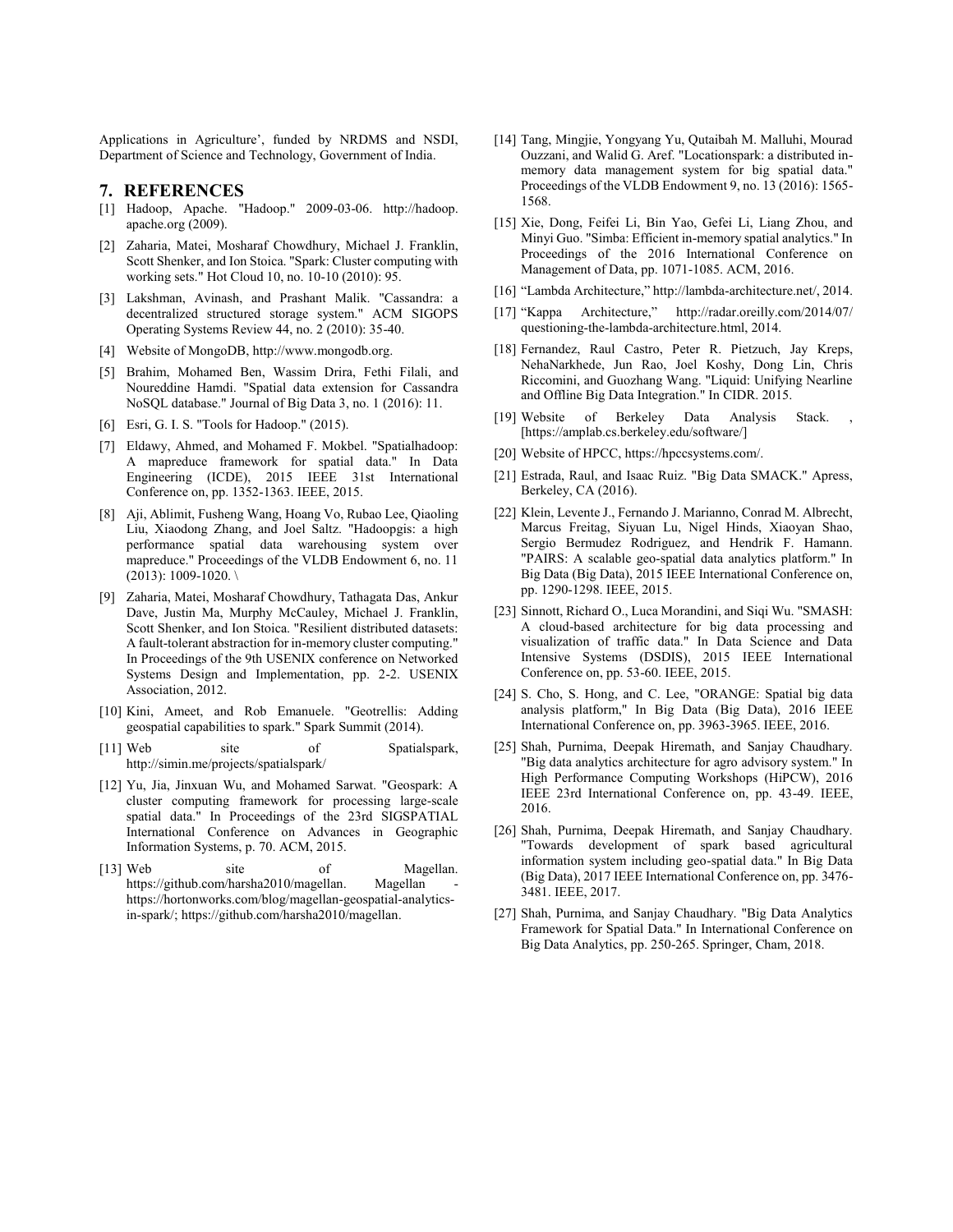Applications in Agriculture', funded by NRDMS and NSDI, Department of Science and Technology, Government of India.

## 7. REFERENCES

[1] Hadoop, Apache. "Hadoop." 2009-03-06. http://hadoop.apache.org (2009).

[2] Zaharia, Matei, Mosharaf Chowdhury, Michael J. Franklin, Scott Shenker, and Ion Stoica. "Spark: Cluster computing with working sets." Hot Cloud 10, no. 10-10 (2010): 95.

[3] Lakshman, Avinash, and Prashant Malik. "Cassandra: a decentralized structured storage system." ACM SIGOPS Operating Systems Review 44, no. 2 (2010): 35-40.

[4] Website of MongoDB, http://www.mongodb.org.

[5] Brahim, Mohamed Ben, Wassim Drira, Fethi Filali, and Noureddine Hamdi. "Spatial data extension for Cassandra NoSQL database." Journal of Big Data 3, no. 1 (2016): 11.

[6] Esri, G. I. S. "Tools for Hadoop." (2015).

[7] Eldawy, Ahmed, and Mohamed F. Mokbel. "Spatialhadoop: A mapreduce framework for spatial data." In Data Engineering (ICDE), 2015 IEEE 31st International Conference on, pp. 1352-1363. IEEE, 2015.

[8] Aji, Ablimit, Fusheng Wang, Hoang Vo, Rubao Lee, Qiaoling Liu, Xiaodong Zhang, and Joel Saltz. "Hadoopgis: a high performance spatial data warehousing system over mapreduce." Proceedings of the VLDB Endowment 6, no. 11 (2013): 1009-1020. \

[9] Zaharia, Matei, Mosharaf Chowdhury, Tathagata Das, Ankur Dave, Justin Ma, Murphy McCauley, Michael J. Franklin, Scott Shenker, and Ion Stoica. "Resilient distributed datasets: A fault-tolerant abstraction for in-memory cluster computing." In Proceedings of the 9th USENIX conference on Networked Systems Design and Implementation, pp. 2-2. USENIX Association, 2012.

[10] Kini, Ameet, and Rob Emanuele. "Geotrellis: Adding geospatial capabilities to spark." Spark Summit (2014).

[11] Web site of Spatialspark, http://simin.me/projects/spatialspark/

[12] Yu, Jia, Jinxuan Wu, and Mohamed Sarwat. "Geospark: A cluster computing framework for processing large-scale spatial data." In Proceedings of the 23rd SIGSPATIAL International Conference on Advances in Geographic Information Systems, p. 70. ACM, 2015.

[13] Web site of Magellan. https://github.com/harsha2010/magellan. Magellan - https://hortonworks.com/blog/magellan-geospatial-analytics-in-spark/; https://github.com/harsha2010/magellan.

[14] Tang, Mingjie, Yongyang Yu, Qutaibah M. Malluhi, Mourad Ouzzani, and Walid G. Aref. "Locationspark: a distributed in-memory data management system for big spatial data." Proceedings of the VLDB Endowment 9, no. 13 (2016): 1565-1568.

[15] Xie, Dong, Feifei Li, Bin Yao, Gefei Li, Liang Zhou, and Minyi Guo. "Simba: Efficient in-memory spatial analytics." In Proceedings of the 2016 International Conference on Management of Data, pp. 1071-1085. ACM, 2016.

[16] "Lambda Architecture," http://lambda-architecture.net/, 2014.

[17] "Kappa Architecture," http://radar.oreilly.com/2014/07/questioning-the-lambda-architecture.html, 2014.

[18] Fernandez, Raul Castro, Peter R. Pietzuch, Jay Kreps, NehaNarkhede, Jun Rao, Joel Koshy, Dong Lin, Chris Riccomini, and Guozhang Wang. "Liquid: Unifying Nearline and Offline Big Data Integration." In CIDR. 2015.

[19] Website of Berkeley Data Analysis Stack. , [https://amplab.cs.berkeley.edu/software/]

[20] Website of HPCC, https://hpccsystems.com/.

[21] Estrada, Raul, and Isaac Ruiz. "Big Data SMACK." Apress, Berkeley, CA (2016).

[22] Klein, Levente J., Fernando J. Marianno, Conrad M. Albrecht, Marcus Freitag, Siyuan Lu, Nigel Hinds, Xiaoyan Shao, Sergio Bermudez Rodriguez, and Hendrik F. Hamann. "PAIRS: A scalable geo-spatial data analytics platform." In Big Data (Big Data), 2015 IEEE International Conference on, pp. 1290-1298. IEEE, 2015.

[23] Sinnott, Richard O., Luca Morandini, and Siqi Wu. "SMASH: A cloud-based architecture for big data processing and visualization of traffic data." In Data Science and Data Intensive Systems (DSDIS), 2015 IEEE International Conference on, pp. 53-60. IEEE, 2015.

[24] S. Cho, S. Hong, and C. Lee, "ORANGE: Spatial big data analysis platform," In Big Data (Big Data), 2016 IEEE International Conference on, pp. 3963-3965. IEEE, 2016.

[25] Shah, Purnima, Deepak Hiremath, and Sanjay Chaudhary. "Big data analytics architecture for agro advisory system." In High Performance Computing Workshops (HiPCW), 2016 IEEE 23rd International Conference on, pp. 43-49. IEEE, 2016.

[26] Shah, Purnima, Deepak Hiremath, and Sanjay Chaudhary. "Towards development of spark based agricultural information system including geo-spatial data." In Big Data (Big Data), 2017 IEEE International Conference on, pp. 3476-3481. IEEE, 2017.

[27] Shah, Purnima, and Sanjay Chaudhary. "Big Data Analytics Framework for Spatial Data." In International Conference on Big Data Analytics, pp. 250-265. Springer, Cham, 2018.